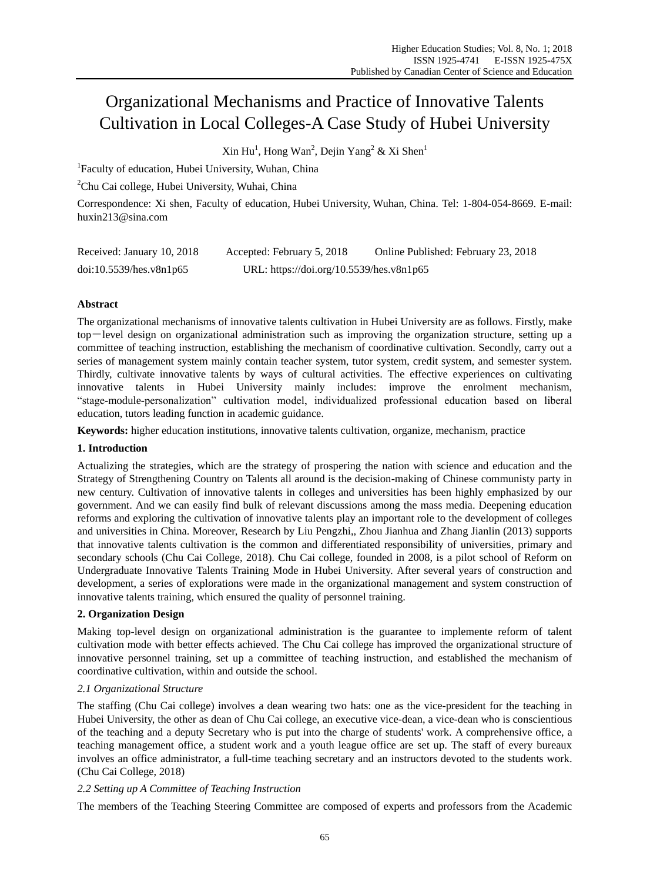# Organizational Mechanisms and Practice of Innovative Talents Cultivation in Local Colleges-A Case Study of Hubei University

Xin Hu[1], Hong Wan[2], Dejin Yang[2] & Xi Shen[1]

[1]Faculty of education, Hubei University, Wuhan, China

[2]Chu Cai college, Hubei University, Wuhai, China

Correspondence: Xi shen, Faculty of education, Hubei University, Wuhan, China. Tel: 1-804-054-8669. E-mail: huxin213@sina.com

Received: January 10, 2018 Accepted: February 5, 2018 Online Published: February 23, 2018

doi:10.5539/hes.v8n1p65 URL: https://doi.org/10.5539/hes.v8n1p65

**Abstract**

The organizational mechanisms of innovative talents cultivation in Hubei University are as follows. Firstly, make top－level design on organizational administration such as improving the organization structure, setting up a committee of teaching instruction, establishing the mechanism of coordinative cultivation. Secondly, carry out a series of management system mainly contain teacher system, tutor system, credit system, and semester system. Thirdly, cultivate innovative talents by ways of cultural activities. The effective experiences on cultivating innovative talents in Hubei University mainly includes: improve the enrolment mechanism, "stage-module-personalization" cultivation model, individualized professional education based on liberal education, tutors leading function in academic guidance.

**Keywords:** higher education institutions, innovative talents cultivation, organize, mechanism, practice

## 1. Introduction

Actualizing the strategies, which are the strategy of prospering the nation with science and education and the Strategy of Strengthening Country on Talents all around is the decision-making of Chinese communisty party in new century. Cultivation of innovative talents in colleges and universities has been highly emphasized by our government. And we can easily find bulk of relevant discussions among the mass media. Deepening education reforms and exploring the cultivation of innovative talents play an important role to the development of colleges and universities in China. Moreover, Research by Liu Pengzhi,, Zhou Jianhua and Zhang Jianlin (2013) supports that innovative talents cultivation is the common and differentiated responsibility of universities, primary and secondary schools (Chu Cai College, 2018). Chu Cai college, founded in 2008, is a pilot school of Reform on Undergraduate Innovative Talents Training Mode in Hubei University. After several years of construction and development, a series of explorations were made in the organizational management and system construction of innovative talents training, which ensured the quality of personnel training.

## 2. Organization Design

Making top-level design on organizational administration is the guarantee to implemente reform of talent cultivation mode with better effects achieved. The Chu Cai college has improved the organizational structure of innovative personnel training, set up a committee of teaching instruction, and established the mechanism of coordinative cultivation, within and outside the school.

### *2.1 Organizational Structure*

The staffing (Chu Cai college) involves a dean wearing two hats: one as the vice-president for the teaching in Hubei University, the other as dean of Chu Cai college, an executive vice-dean, a vice-dean who is conscientious of the teaching and a deputy Secretary who is put into the charge of students' work. A comprehensive office, a teaching management office, a student work and a youth league office are set up. The staff of every bureaux involves an office administrator, a full-time teaching secretary and an instructors devoted to the students work. (Chu Cai College, 2018)

### *2.2 Setting up A Committee of Teaching Instruction*

The members of the Teaching Steering Committee are composed of experts and professors from the Academic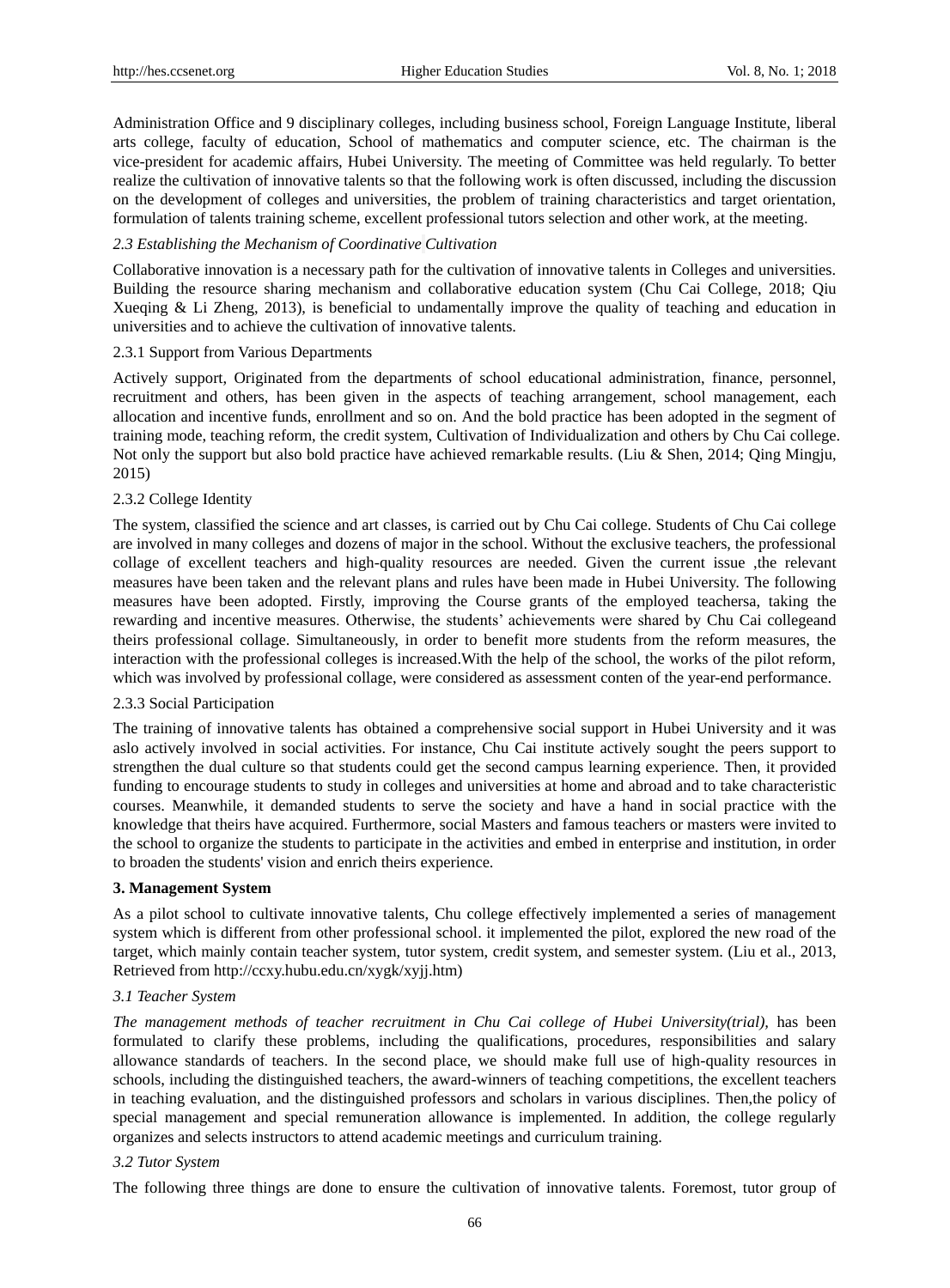Administration Office and 9 disciplinary colleges, including business school, Foreign Language Institute, liberal arts college, faculty of education, School of mathematics and computer science, etc. The chairman is the vice-president for academic affairs, Hubei University. The meeting of Committee was held regularly. To better realize the cultivation of innovative talents so that the following work is often discussed, including the discussion on the development of colleges and universities, the problem of training characteristics and target orientation, formulation of talents training scheme, excellent professional tutors selection and other work, at the meeting.

### *2.3 Establishing the Mechanism of Coordinative Cultivation*

Collaborative innovation is a necessary path for the cultivation of innovative talents in Colleges and universities. Building the resource sharing mechanism and collaborative education system (Chu Cai College, 2018; Qiu Xueqing & Li Zheng, 2013), is beneficial to undamentally improve the quality of teaching and education in universities and to achieve the cultivation of innovative talents.

#### 2.3.1 Support from Various Departments

Actively support, Originated from the departments of school educational administration, finance, personnel, recruitment and others, has been given in the aspects of teaching arrangement, school management, each allocation and incentive funds, enrollment and so on. And the bold practice has been adopted in the segment of training mode, teaching reform, the credit system, Cultivation of Individualization and others by Chu Cai college. Not only the support but also bold practice have achieved remarkable results. (Liu & Shen, 2014; Qing Mingju, 2015)

#### 2.3.2 College Identity

The system, classified the science and art classes, is carried out by Chu Cai college. Students of Chu Cai college are involved in many colleges and dozens of major in the school. Without the exclusive teachers, the professional collage of excellent teachers and high-quality resources are needed. Given the current issue ,the relevant measures have been taken and the relevant plans and rules have been made in Hubei University. The following measures have been adopted. Firstly, improving the Course grants of the employed teachersa, taking the rewarding and incentive measures. Otherwise, the students' achievements were shared by Chu Cai collegeand theirs professional collage. Simultaneously, in order to benefit more students from the reform measures, the interaction with the professional colleges is increased.With the help of the school, the works of the pilot reform, which was involved by professional collage, were considered as assessment conten of the year-end performance.

#### 2.3.3 Social Participation

The training of innovative talents has obtained a comprehensive social support in Hubei University and it was aslo actively involved in social activities. For instance, Chu Cai institute actively sought the peers support to strengthen the dual culture so that students could get the second campus learning experience. Then, it provided funding to encourage students to study in colleges and universities at home and abroad and to take characteristic courses. Meanwhile, it demanded students to serve the society and have a hand in social practice with the knowledge that theirs have acquired. Furthermore, social Masters and famous teachers or masters were invited to the school to organize the students to participate in the activities and embed in enterprise and institution, in order to broaden the students' vision and enrich theirs experience.

## 3. Management System

As a pilot school to cultivate innovative talents, Chu college effectively implemented a series of management system which is different from other professional school. it implemented the pilot, explored the new road of the target, which mainly contain teacher system, tutor system, credit system, and semester system. (Liu et al., 2013, Retrieved from http://ccxy.hubu.edu.cn/xygk/xyjj.htm)

### *3.1 Teacher System*

*The management methods of teacher recruitment in Chu Cai college of Hubei University(trial),* has been formulated to clarify these problems, including the qualifications, procedures, responsibilities and salary allowance standards of teachers. In the second place, we should make full use of high-quality resources in schools, including the distinguished teachers, the award-winners of teaching competitions, the excellent teachers in teaching evaluation, and the distinguished professors and scholars in various disciplines. Then,the policy of special management and special remuneration allowance is implemented. In addition, the college regularly organizes and selects instructors to attend academic meetings and curriculum training.

### *3.2 Tutor System*

The following three things are done to ensure the cultivation of innovative talents. Foremost, tutor group of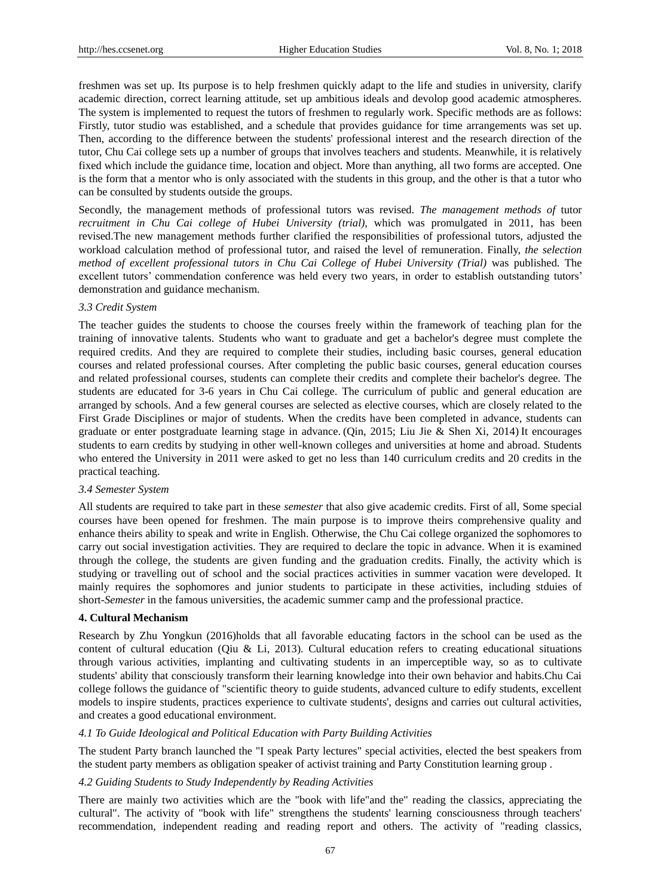freshmen was set up. Its purpose is to help freshmen quickly adapt to the life and studies in university, clarify academic direction, correct learning attitude, set up ambitious ideals and devolop good academic atmospheres. The system is implemented to request the tutors of freshmen to regularly work. Specific methods are as follows: Firstly, tutor studio was established, and a schedule that provides guidance for time arrangements was set up. Then, according to the difference between the students' professional interest and the research direction of the tutor, Chu Cai college sets up a number of groups that involves teachers and students. Meanwhile, it is relatively fixed which include the guidance time, location and object. More than anything, all two forms are accepted. One is the form that a mentor who is only associated with the students in this group, and the other is that a tutor who can be consulted by students outside the groups.

Secondly, the management methods of professional tutors was revised. *The management methods of* tutor *recruitment in Chu Cai college of Hubei University (trial),* which was promulgated in 2011, has been revised.The new management methods further clarified the responsibilities of professional tutors, adjusted the workload calculation method of professional tutor, and raised the level of remuneration. Finally, *the selection method of excellent professional tutors in Chu Cai College of Hubei University (Trial)* was published. The excellent tutors' commendation conference was held every two years, in order to establish outstanding tutors' demonstration and guidance mechanism.

### *3.3 Credit System*

The teacher guides the students to choose the courses freely within the framework of teaching plan for the training of innovative talents. Students who want to graduate and get a bachelor's degree must complete the required credits. And they are required to complete their studies, including basic courses, general education courses and related professional courses. After completing the public basic courses, general education courses and related professional courses, students can complete their credits and complete their bachelor's degree. The students are educated for 3-6 years in Chu Cai college. The curriculum of public and general education are arranged by schools. And a few general courses are selected as elective courses, which are closely related to the First Grade Disciplines or major of students. When the credits have been completed in advance, students can graduate or enter postgraduate learning stage in advance. (Qin, 2015; Liu Jie & Shen Xi, 2014) It encourages students to earn credits by studying in other well-known colleges and universities at home and abroad. Students who entered the University in 2011 were asked to get no less than 140 curriculum credits and 20 credits in the practical teaching.

### *3.4 Semester System*

All students are required to take part in these *semester* that also give academic credits. First of all, Some special courses have been opened for freshmen. The main purpose is to improve theirs comprehensive quality and enhance theirs ability to speak and write in English. Otherwise, the Chu Cai college organized the sophomores to carry out social investigation activities. They are required to declare the topic in advance. When it is examined through the college, the students are given funding and the graduation credits. Finally, the activity which is studying or travelling out of school and the social practices activities in summer vacation were developed. It mainly requires the sophomores and junior students to participate in these activities, including stduies of short-*Semester* in the famous universities, the academic summer camp and the professional practice.

## **4. Cultural Mechanism**

Research by Zhu Yongkun (2016)holds that all favorable educating factors in the school can be used as the content of cultural education (Qiu & Li, 2013). Cultural education refers to creating educational situations through various activities, implanting and cultivating students in an imperceptible way, so as to cultivate students' ability that consciously transform their learning knowledge into their own behavior and habits.Chu Cai college follows the guidance of "scientific theory to guide students, advanced culture to edify students, excellent models to inspire students, practices experience to cultivate students', designs and carries out cultural activities, and creates a good educational environment.

### *4.1 To Guide Ideological and Political Education with Party Building Activities*

The student Party branch launched the "I speak Party lectures" special activities, elected the best speakers from the student party members as obligation speaker of activist training and Party Constitution learning group .

### *4.2 Guiding Students to Study Independently by Reading Activities*

There are mainly two activities which are the "book with life"and the" reading the classics, appreciating the cultural". The activity of "book with life" strengthens the students' learning consciousness through teachers' recommendation, independent reading and reading report and others. The activity of "reading classics,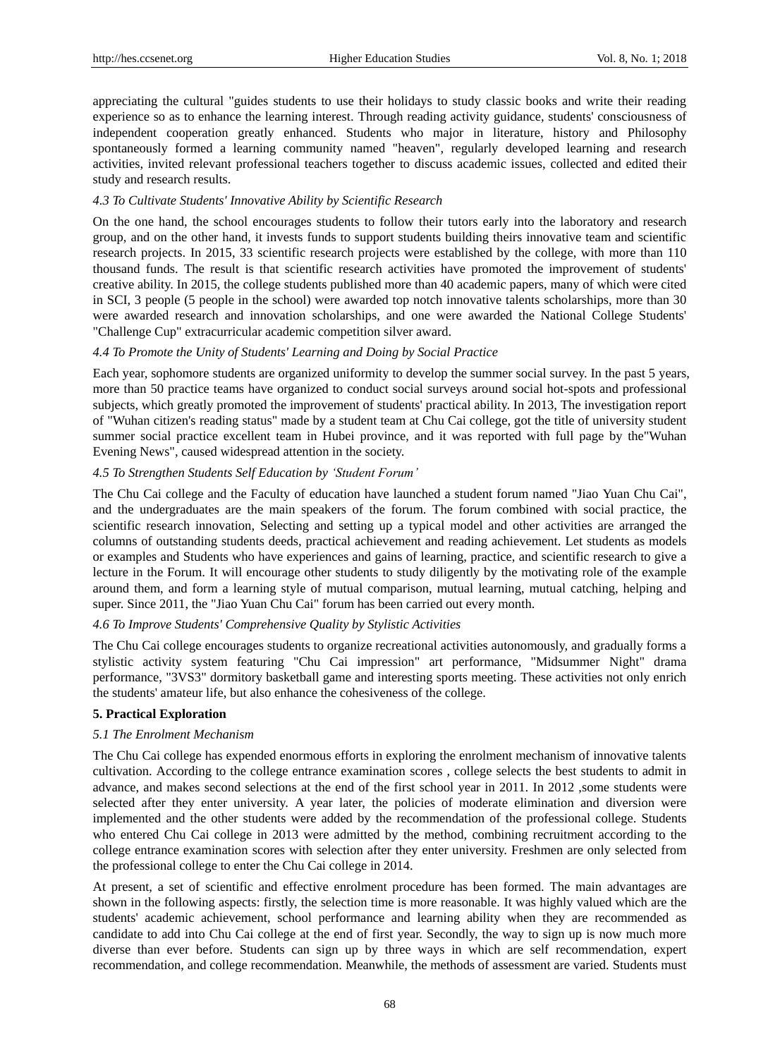appreciating the cultural "guides students to use their holidays to study classic books and write their reading experience so as to enhance the learning interest. Through reading activity guidance, students' consciousness of independent cooperation greatly enhanced. Students who major in literature, history and Philosophy spontaneously formed a learning community named "heaven", regularly developed learning and research activities, invited relevant professional teachers together to discuss academic issues, collected and edited their study and research results.

### *4.3 To Cultivate Students' Innovative Ability by Scientific Research*

On the one hand, the school encourages students to follow their tutors early into the laboratory and research group, and on the other hand, it invests funds to support students building theirs innovative team and scientific research projects. In 2015, 33 scientific research projects were established by the college, with more than 110 thousand funds. The result is that scientific research activities have promoted the improvement of students' creative ability. In 2015, the college students published more than 40 academic papers, many of which were cited in SCI, 3 people (5 people in the school) were awarded top notch innovative talents scholarships, more than 30 were awarded research and innovation scholarships, and one were awarded the National College Students' "Challenge Cup" extracurricular academic competition silver award.

### *4.4 To Promote the Unity of Students' Learning and Doing by Social Practice*

Each year, sophomore students are organized uniformity to develop the summer social survey. In the past 5 years, more than 50 practice teams have organized to conduct social surveys around social hot-spots and professional subjects, which greatly promoted the improvement of students' practical ability. In 2013, The investigation report of "Wuhan citizen's reading status" made by a student team at Chu Cai college, got the title of university student summer social practice excellent team in Hubei province, and it was reported with full page by the"Wuhan Evening News", caused widespread attention in the society.

### *4.5 To Strengthen Students Self Education by 'Student Forum'*

The Chu Cai college and the Faculty of education have launched a student forum named "Jiao Yuan Chu Cai", and the undergraduates are the main speakers of the forum. The forum combined with social practice, the scientific research innovation, Selecting and setting up a typical model and other activities are arranged the columns of outstanding students deeds, practical achievement and reading achievement. Let students as models or examples and Students who have experiences and gains of learning, practice, and scientific research to give a lecture in the Forum. It will encourage other students to study diligently by the motivating role of the example around them, and form a learning style of mutual comparison, mutual learning, mutual catching, helping and super. Since 2011, the "Jiao Yuan Chu Cai" forum has been carried out every month.

### *4.6 To Improve Students' Comprehensive Quality by Stylistic Activities*

The Chu Cai college encourages students to organize recreational activities autonomously, and gradually forms a stylistic activity system featuring "Chu Cai impression" art performance, "Midsummer Night" drama performance, "3VS3" dormitory basketball game and interesting sports meeting. These activities not only enrich the students' amateur life, but also enhance the cohesiveness of the college.

## **5. Practical Exploration**

### *5.1 The Enrolment Mechanism*

The Chu Cai college has expended enormous efforts in exploring the enrolment mechanism of innovative talents cultivation. According to the college entrance examination scores , college selects the best students to admit in advance, and makes second selections at the end of the first school year in 2011. In 2012 ,some students were selected after they enter university. A year later, the policies of moderate elimination and diversion were implemented and the other students were added by the recommendation of the professional college. Students who entered Chu Cai college in 2013 were admitted by the method, combining recruitment according to the college entrance examination scores with selection after they enter university. Freshmen are only selected from the professional college to enter the Chu Cai college in 2014.

At present, a set of scientific and effective enrolment procedure has been formed. The main advantages are shown in the following aspects: firstly, the selection time is more reasonable. It was highly valued which are the students' academic achievement, school performance and learning ability when they are recommended as candidate to add into Chu Cai college at the end of first year. Secondly, the way to sign up is now much more diverse than ever before. Students can sign up by three ways in which are self recommendation, expert recommendation, and college recommendation. Meanwhile, the methods of assessment are varied. Students must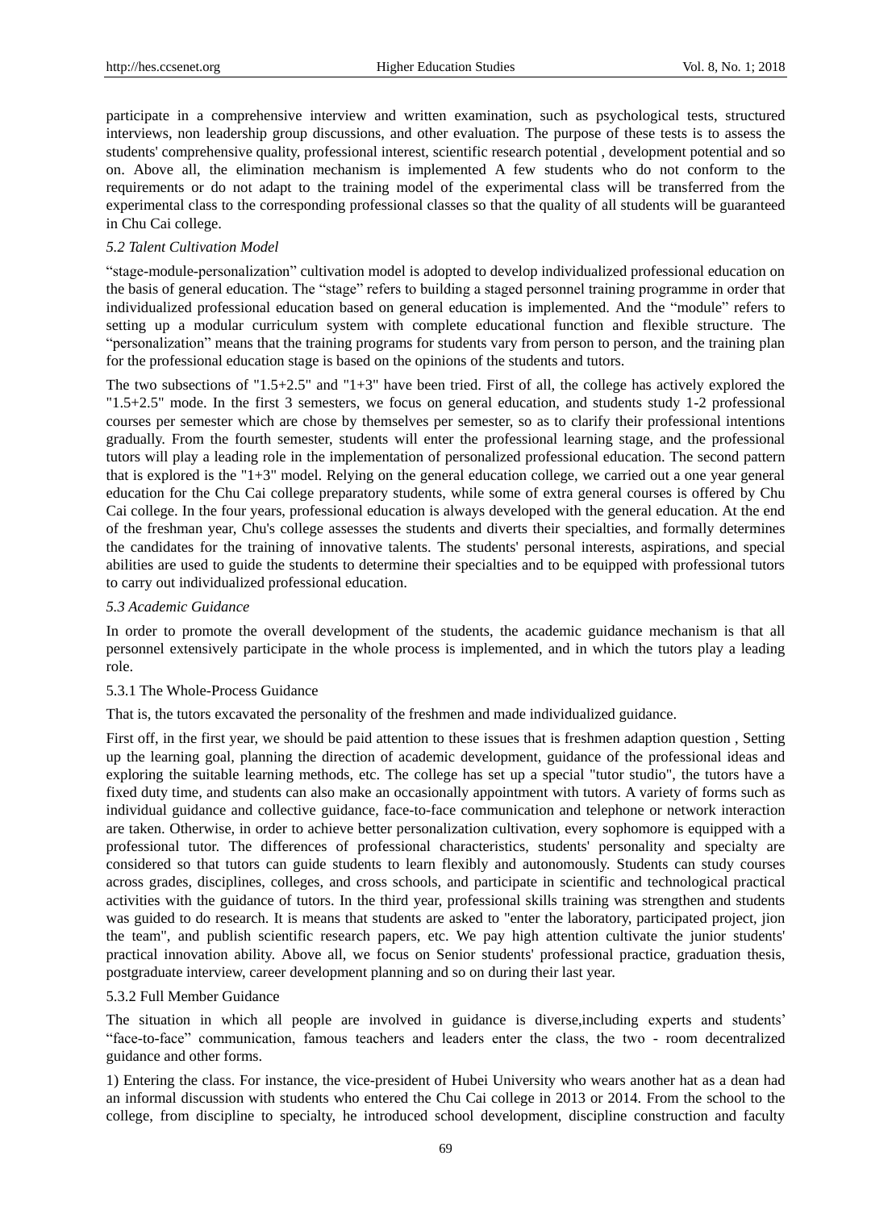participate in a comprehensive interview and written examination, such as psychological tests, structured interviews, non leadership group discussions, and other evaluation. The purpose of these tests is to assess the students' comprehensive quality, professional interest, scientific research potential , development potential and so on. Above all, the elimination mechanism is implemented A few students who do not conform to the requirements or do not adapt to the training model of the experimental class will be transferred from the experimental class to the corresponding professional classes so that the quality of all students will be guaranteed in Chu Cai college.

### *5.2 Talent Cultivation Model*

"stage-module-personalization" cultivation model is adopted to develop individualized professional education on the basis of general education. The "stage" refers to building a staged personnel training programme in order that individualized professional education based on general education is implemented. And the "module" refers to setting up a modular curriculum system with complete educational function and flexible structure. The "personalization" means that the training programs for students vary from person to person, and the training plan for the professional education stage is based on the opinions of the students and tutors.

The two subsections of "1.5+2.5" and "1+3" have been tried. First of all, the college has actively explored the "1.5+2.5" mode. In the first 3 semesters, we focus on general education, and students study 1-2 professional courses per semester which are chose by themselves per semester, so as to clarify their professional intentions gradually. From the fourth semester, students will enter the professional learning stage, and the professional tutors will play a leading role in the implementation of personalized professional education. The second pattern that is explored is the "1+3" model. Relying on the general education college, we carried out a one year general education for the Chu Cai college preparatory students, while some of extra general courses is offered by Chu Cai college. In the four years, professional education is always developed with the general education. At the end of the freshman year, Chu's college assesses the students and diverts their specialties, and formally determines the candidates for the training of innovative talents. The students' personal interests, aspirations, and special abilities are used to guide the students to determine their specialties and to be equipped with professional tutors to carry out individualized professional education.

### *5.3 Academic Guidance*

In order to promote the overall development of the students, the academic guidance mechanism is that all personnel extensively participate in the whole process is implemented, and in which the tutors play a leading role.

#### 5.3.1 The Whole-Process Guidance

That is, the tutors excavated the personality of the freshmen and made individualized guidance.

First off, in the first year, we should be paid attention to these issues that is freshmen adaption question , Setting up the learning goal, planning the direction of academic development, guidance of the professional ideas and exploring the suitable learning methods, etc. The college has set up a special "tutor studio", the tutors have a fixed duty time, and students can also make an occasionally appointment with tutors. A variety of forms such as individual guidance and collective guidance, face-to-face communication and telephone or network interaction are taken. Otherwise, in order to achieve better personalization cultivation, every sophomore is equipped with a professional tutor. The differences of professional characteristics, students' personality and specialty are considered so that tutors can guide students to learn flexibly and autonomously. Students can study courses across grades, disciplines, colleges, and cross schools, and participate in scientific and technological practical activities with the guidance of tutors. In the third year, professional skills training was strengthen and students was guided to do research. It is means that students are asked to "enter the laboratory, participated project, jion the team", and publish scientific research papers, etc. We pay high attention cultivate the junior students' practical innovation ability. Above all, we focus on Senior students' professional practice, graduation thesis, postgraduate interview, career development planning and so on during their last year.

#### 5.3.2 Full Member Guidance

The situation in which all people are involved in guidance is diverse,including experts and students' "face-to-face" communication, famous teachers and leaders enter the class, the two - room decentralized guidance and other forms.

1) Entering the class. For instance, the vice-president of Hubei University who wears another hat as a dean had an informal discussion with students who entered the Chu Cai college in 2013 or 2014. From the school to the college, from discipline to specialty, he introduced school development, discipline construction and faculty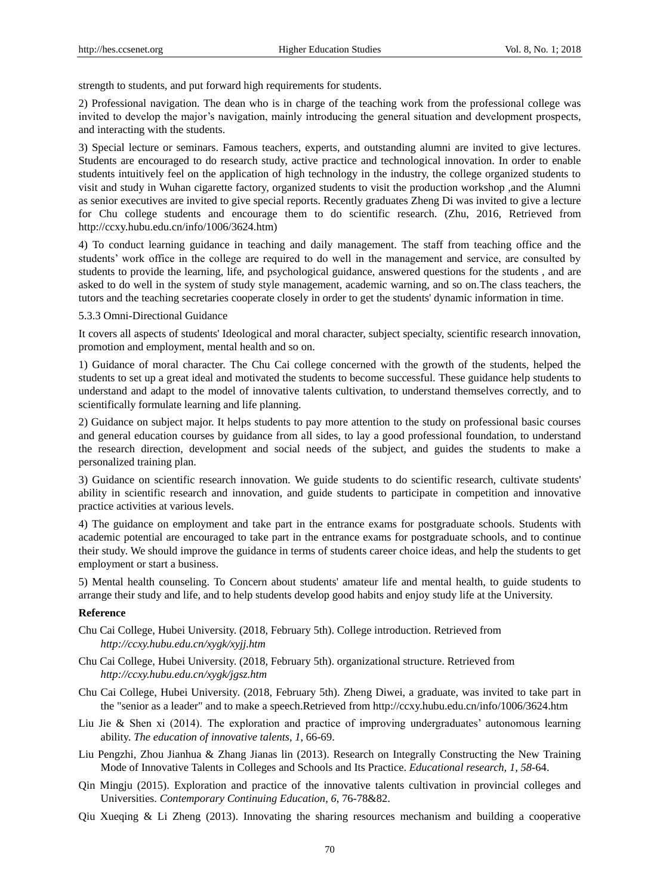strength to students, and put forward high requirements for students.

2) Professional navigation. The dean who is in charge of the teaching work from the professional college was invited to develop the major's navigation, mainly introducing the general situation and development prospects, and interacting with the students.

3) Special lecture or seminars. Famous teachers, experts, and outstanding alumni are invited to give lectures. Students are encouraged to do research study, active practice and technological innovation. In order to enable students intuitively feel on the application of high technology in the industry, the college organized students to visit and study in Wuhan cigarette factory, organized students to visit the production workshop ,and the Alumni as senior executives are invited to give special reports. Recently graduates Zheng Di was invited to give a lecture for Chu college students and encourage them to do scientific research. (Zhu, 2016, Retrieved from http://ccxy.hubu.edu.cn/info/1006/3624.htm)

4) To conduct learning guidance in teaching and daily management. The staff from teaching office and the students' work office in the college are required to do well in the management and service, are consulted by students to provide the learning, life, and psychological guidance, answered questions for the students , and are asked to do well in the system of study style management, academic warning, and so on.The class teachers, the tutors and the teaching secretaries cooperate closely in order to get the students' dynamic information in time.

5.3.3 Omni-Directional Guidance

It covers all aspects of students' Ideological and moral character, subject specialty, scientific research innovation, promotion and employment, mental health and so on.

1) Guidance of moral character. The Chu Cai college concerned with the growth of the students, helped the students to set up a great ideal and motivated the students to become successful. These guidance help students to understand and adapt to the model of innovative talents cultivation, to understand themselves correctly, and to scientifically formulate learning and life planning.

2) Guidance on subject major. It helps students to pay more attention to the study on professional basic courses and general education courses by guidance from all sides, to lay a good professional foundation, to understand the research direction, development and social needs of the subject, and guides the students to make a personalized training plan.

3) Guidance on scientific research innovation. We guide students to do scientific research, cultivate students' ability in scientific research and innovation, and guide students to participate in competition and innovative practice activities at various levels.

4) The guidance on employment and take part in the entrance exams for postgraduate schools. Students with academic potential are encouraged to take part in the entrance exams for postgraduate schools, and to continue their study. We should improve the guidance in terms of students career choice ideas, and help the students to get employment or start a business.

5) Mental health counseling. To Concern about students' amateur life and mental health, to guide students to arrange their study and life, and to help students develop good habits and enjoy study life at the University.

**Reference**

Chu Cai College, Hubei University. (2018, February 5th). College introduction. Retrieved from *http://ccxy.hubu.edu.cn/xygk/xyjj.htm*

Chu Cai College, Hubei University. (2018, February 5th). organizational structure. Retrieved from *http://ccxy.hubu.edu.cn/xygk/jgsz.htm*

Chu Cai College, Hubei University. (2018, February 5th). Zheng Diwei, a graduate, was invited to take part in the "senior as a leader" and to make a speech.Retrieved from http://ccxy.hubu.edu.cn/info/1006/3624.htm

Liu Jie & Shen xi (2014). The exploration and practice of improving undergraduates' autonomous learning ability. *The education of innovative talents, 1*, 66-69.

Liu Pengzhi, Zhou Jianhua & Zhang Jianas lin (2013). Research on Integrally Constructing the New Training Mode of Innovative Talents in Colleges and Schools and Its Practice. *Educational research, 1, 58*-64.

Qin Mingju (2015). Exploration and practice of the innovative talents cultivation in provincial colleges and Universities. *Contemporary Continuing Education, 6*, 76-78&82.

Qiu Xueqing & Li Zheng (2013). Innovating the sharing resources mechanism and building a cooperative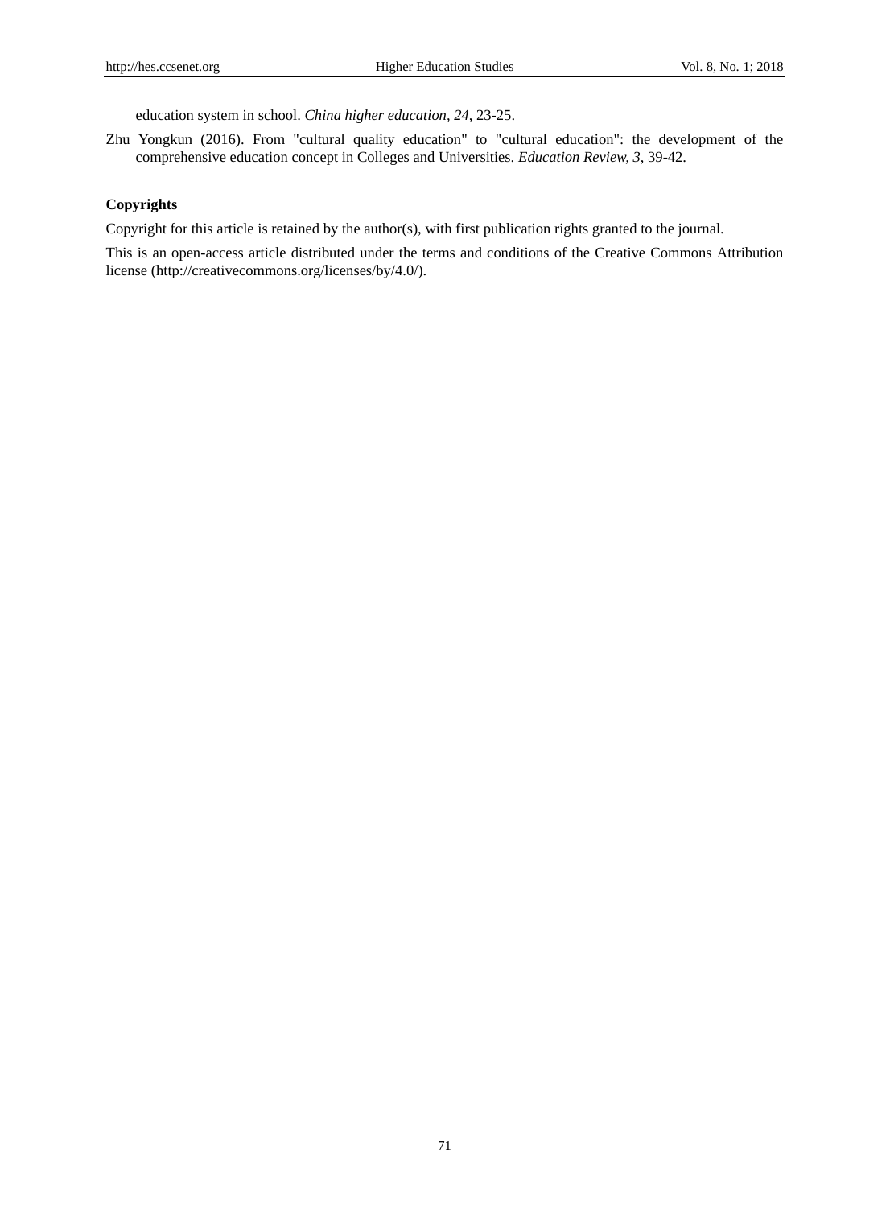education system in school. *China higher education, 24*, 23-25.

Zhu Yongkun (2016). From "cultural quality education" to "cultural education": the development of the comprehensive education concept in Colleges and Universities. *Education Review, 3*, 39-42.

**Copyrights**

Copyright for this article is retained by the author(s), with first publication rights granted to the journal.

This is an open-access article distributed under the terms and conditions of the Creative Commons Attribution license (http://creativecommons.org/licenses/by/4.0/).